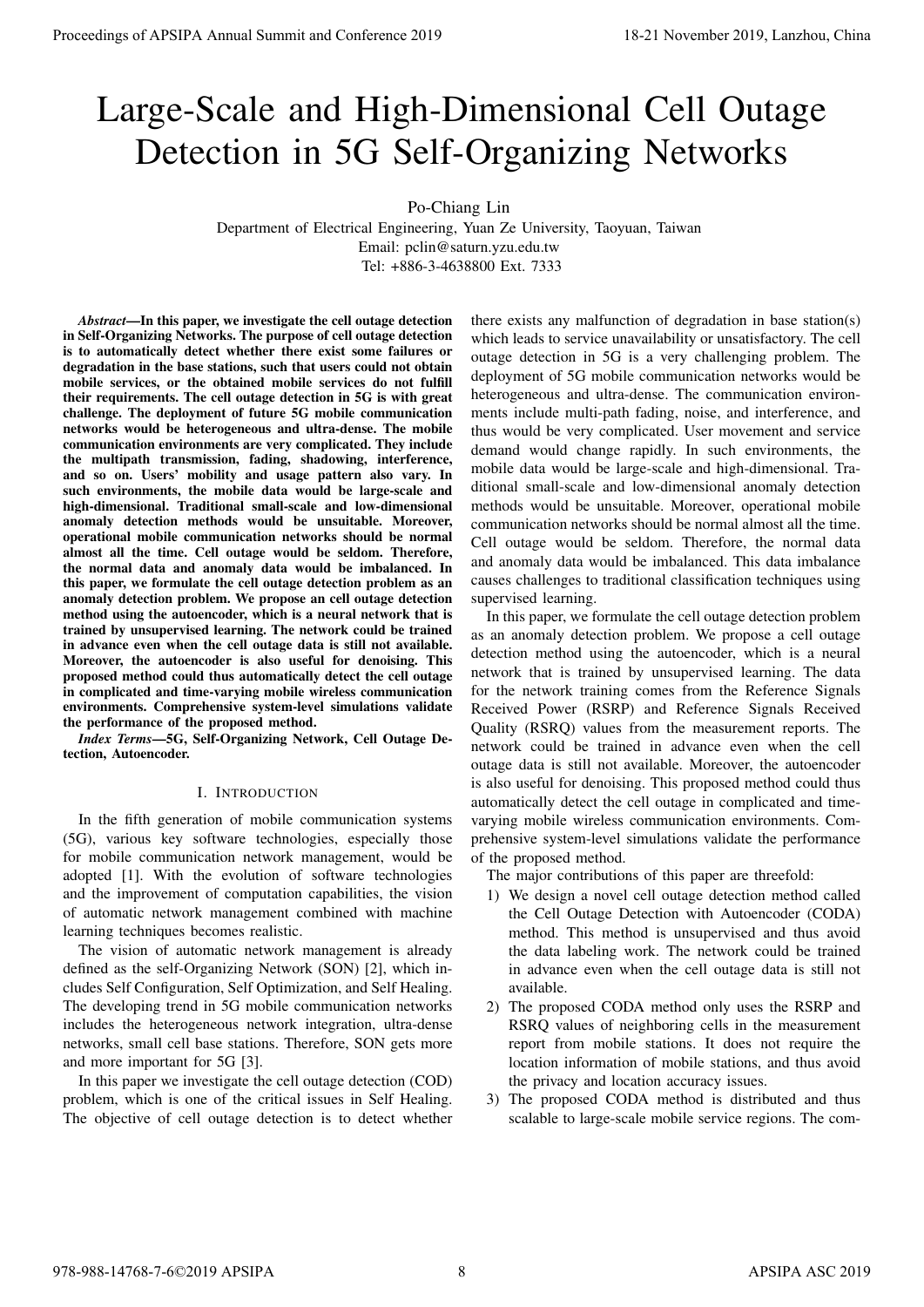# Large-Scale and High-Dimensional Cell Outage Detection in 5G Self-Organizing Networks

Po-Chiang Lin

Department of Electrical Engineering, Yuan Ze University, Taoyuan, Taiwan

Email: pclin@saturn.yzu.edu.tw

Tel: +886-3-4638800 Ext. 7333

***Abstract*—In this paper, we investigate the cell outage detection in Self-Organizing Networks. The purpose of cell outage detection is to automatically detect whether there exist some failures or degradation in the base stations, such that users could not obtain mobile services, or the obtained mobile services do not fulfill their requirements. The cell outage detection in 5G is with great challenge. The deployment of future 5G mobile communication networks would be heterogeneous and ultra-dense. The mobile communication environments are very complicated. They include the multipath transmission, fading, shadowing, interference, and so on. Users' mobility and usage pattern also vary. In such environments, the mobile data would be large-scale and high-dimensional. Traditional small-scale and low-dimensional anomaly detection methods would be unsuitable. Moreover, operational mobile communication networks should be normal almost all the time. Cell outage would be seldom. Therefore, the normal data and anomaly data would be imbalanced. In this paper, we formulate the cell outage detection problem as an anomaly detection problem. We propose an cell outage detection method using the autoencoder, which is a neural network that is trained by unsupervised learning. The network could be trained in advance even when the cell outage data is still not available. Moreover, the autoencoder is also useful for denoising. This proposed method could thus automatically detect the cell outage in complicated and time-varying mobile wireless communication environments. Comprehensive system-level simulations validate the performance of the proposed method.**

***Index Terms*—5G, Self-Organizing Network, Cell Outage Detection, Autoencoder.**

## I. Introduction

In the fifth generation of mobile communication systems (5G), various key software technologies, especially those for mobile communication network management, would be adopted [1]. With the evolution of software technologies and the improvement of computation capabilities, the vision of automatic network management combined with machine learning techniques becomes realistic.

The vision of automatic network management is already defined as the self-Organizing Network (SON) [2], which includes Self Configuration, Self Optimization, and Self Healing. The developing trend in 5G mobile communication networks includes the heterogeneous network integration, ultra-dense networks, small cell base stations. Therefore, SON gets more and more important for 5G [3].

In this paper we investigate the cell outage detection (COD) problem, which is one of the critical issues in Self Healing. The objective of cell outage detection is to detect whether there exists any malfunction of degradation in base station(s) which leads to service unavailability or unsatisfactory. The cell outage detection in 5G is a very challenging problem. The deployment of 5G mobile communication networks would be heterogeneous and ultra-dense. The communication environments include multi-path fading, noise, and interference, and thus would be very complicated. User movement and service demand would change rapidly. In such environments, the mobile data would be large-scale and high-dimensional. Traditional small-scale and low-dimensional anomaly detection methods would be unsuitable. Moreover, operational mobile communication networks should be normal almost all the time. Cell outage would be seldom. Therefore, the normal data and anomaly data would be imbalanced. This data imbalance causes challenges to traditional classification techniques using supervised learning.

In this paper, we formulate the cell outage detection problem as an anomaly detection problem. We propose a cell outage detection method using the autoencoder, which is a neural network that is trained by unsupervised learning. The data for the network training comes from the Reference Signals Received Power (RSRP) and Reference Signals Received Quality (RSRQ) values from the measurement reports. The network could be trained in advance even when the cell outage data is still not available. Moreover, the autoencoder is also useful for denoising. This proposed method could thus automatically detect the cell outage in complicated and time-varying mobile wireless communication environments. Comprehensive system-level simulations validate the performance of the proposed method.

The major contributions of this paper are threefold:

1) We design a novel cell outage detection method called the Cell Outage Detection with Autoencoder (CODA) method. This method is unsupervised and thus avoid the data labeling work. The network could be trained in advance even when the cell outage data is still not available.
2) The proposed CODA method only uses the RSRP and RSRQ values of neighboring cells in the measurement report from mobile stations. It does not require the location information of mobile stations, and thus avoid the privacy and location accuracy issues.
3) The proposed CODA method is distributed and thus scalable to large-scale mobile service regions. The com-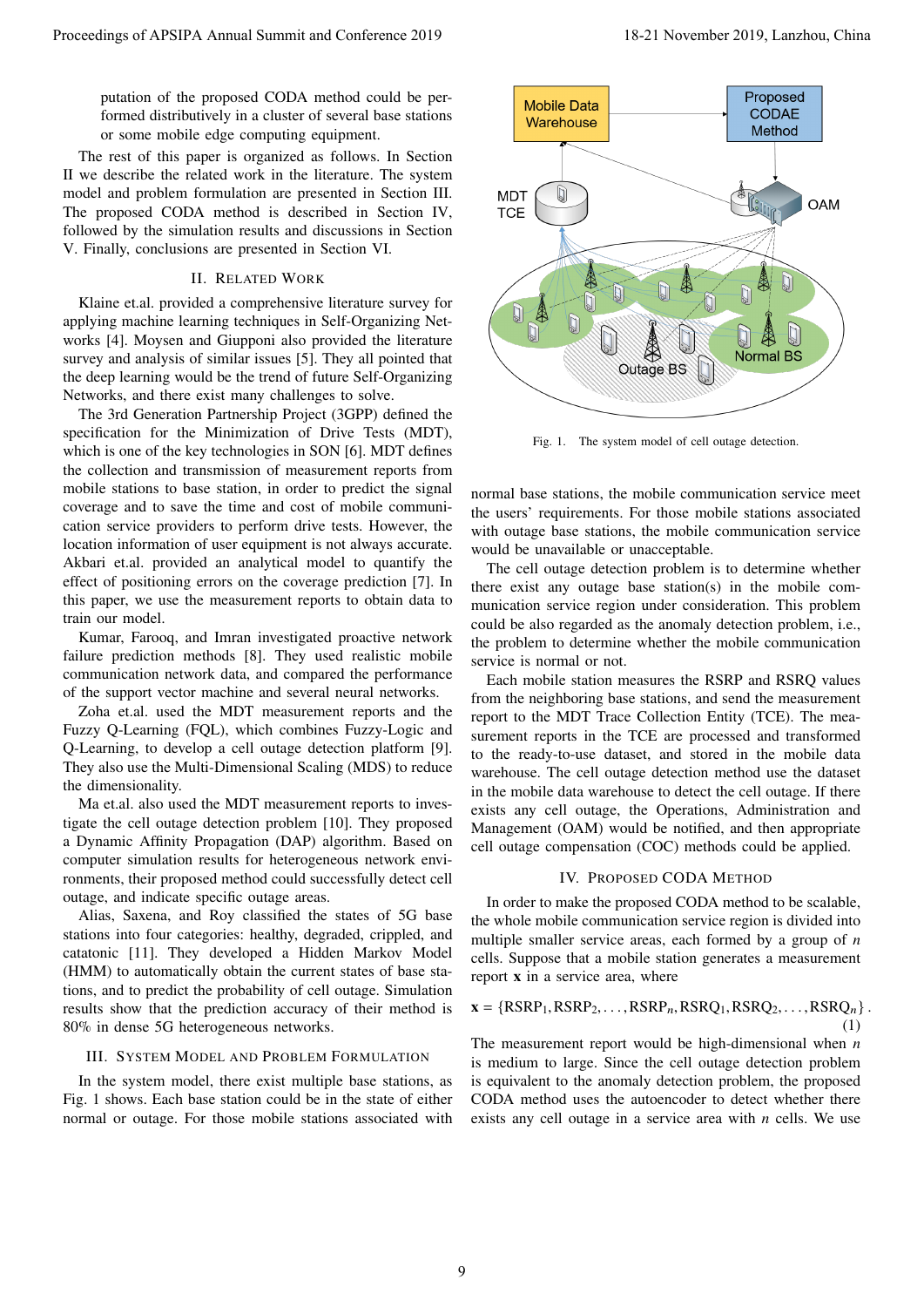putation of the proposed CODA method could be performed distributively in a cluster of several base stations or some mobile edge computing equipment.

The rest of this paper is organized as follows. In Section II we describe the related work in the literature. The system model and problem formulation are presented in Section III. The proposed CODA method is described in Section IV, followed by the simulation results and discussions in Section V. Finally, conclusions are presented in Section VI.

## II. Related Work

Klaine et.al. provided a comprehensive literature survey for applying machine learning techniques in Self-Organizing Networks [4]. Moysen and Giupponi also provided the literature survey and analysis of similar issues [5]. They all pointed that the deep learning would be the trend of future Self-Organizing Networks, and there exist many challenges to solve.

The 3rd Generation Partnership Project (3GPP) defined the specification for the Minimization of Drive Tests (MDT), which is one of the key technologies in SON [6]. MDT defines the collection and transmission of measurement reports from mobile stations to base station, in order to predict the signal coverage and to save the time and cost of mobile communication service providers to perform drive tests. However, the location information of user equipment is not always accurate. Akbari et.al. provided an analytical model to quantify the effect of positioning errors on the coverage prediction [7]. In this paper, we use the measurement reports to obtain data to train our model.

Kumar, Farooq, and Imran investigated proactive network failure prediction methods [8]. They used realistic mobile communication network data, and compared the performance of the support vector machine and several neural networks.

Zoha et.al. used the MDT measurement reports and the Fuzzy Q-Learning (FQL), which combines Fuzzy-Logic and Q-Learning, to develop a cell outage detection platform [9]. They also use the Multi-Dimensional Scaling (MDS) to reduce the dimensionality.

Ma et.al. also used the MDT measurement reports to investigate the cell outage detection problem [10]. They proposed a Dynamic Affinity Propagation (DAP) algorithm. Based on computer simulation results for heterogeneous network environments, their proposed method could successfully detect cell outage, and indicate specific outage areas.

Alias, Saxena, and Roy classified the states of 5G base stations into four categories: healthy, degraded, crippled, and catatonic [11]. They developed a Hidden Markov Model (HMM) to automatically obtain the current states of base stations, and to predict the probability of cell outage. Simulation results show that the prediction accuracy of their method is 80% in dense 5G heterogeneous networks.

## III. System Model and Problem Formulation

In the system model, there exist multiple base stations, as Fig. 1 shows. Each base station could be in the state of either normal or outage. For those mobile stations associated with normal base stations, the mobile communication service meet the users' requirements. For those mobile stations associated with outage base stations, the mobile communication service would be unavailable or unacceptable.

Fig. 1. The system model of cell outage detection.

The cell outage detection problem is to determine whether there exist any outage base station(s) in the mobile communication service region under consideration. This problem could be also regarded as the anomaly detection problem, i.e., the problem to determine whether the mobile communication service is normal or not.

Each mobile station measures the RSRP and RSRQ values from the neighboring base stations, and send the measurement report to the MDT Trace Collection Entity (TCE). The measurement reports in the TCE are processed and transformed to the ready-to-use dataset, and stored in the mobile data warehouse. The cell outage detection method use the dataset in the mobile data warehouse to detect the cell outage. If there exists any cell outage, the Operations, Administration and Management (OAM) would be notified, and then appropriate cell outage compensation (COC) methods could be applied.

## IV. Proposed CODA Method

In order to make the proposed CODA method to be scalable, the whole mobile communication service region is divided into multiple smaller service areas, each formed by a group of $n$ cells. Suppose that a mobile station generates a measurement report $\mathbf{x}$ in a service area, where

$$\mathbf{x} = \{\mathrm{RSRP}_1, \mathrm{RSRP}_2, \ldots, \mathrm{RSRP}_n, \mathrm{RSRQ}_1, \mathrm{RSRQ}_2, \ldots, \mathrm{RSRQ}_n\}. \tag{1}$$

The measurement report would be high-dimensional when $n$ is medium to large. Since the cell outage detection problem is equivalent to the anomaly detection problem, the proposed CODA method uses the autoencoder to detect whether there exists any cell outage in a service area with $n$ cells. We use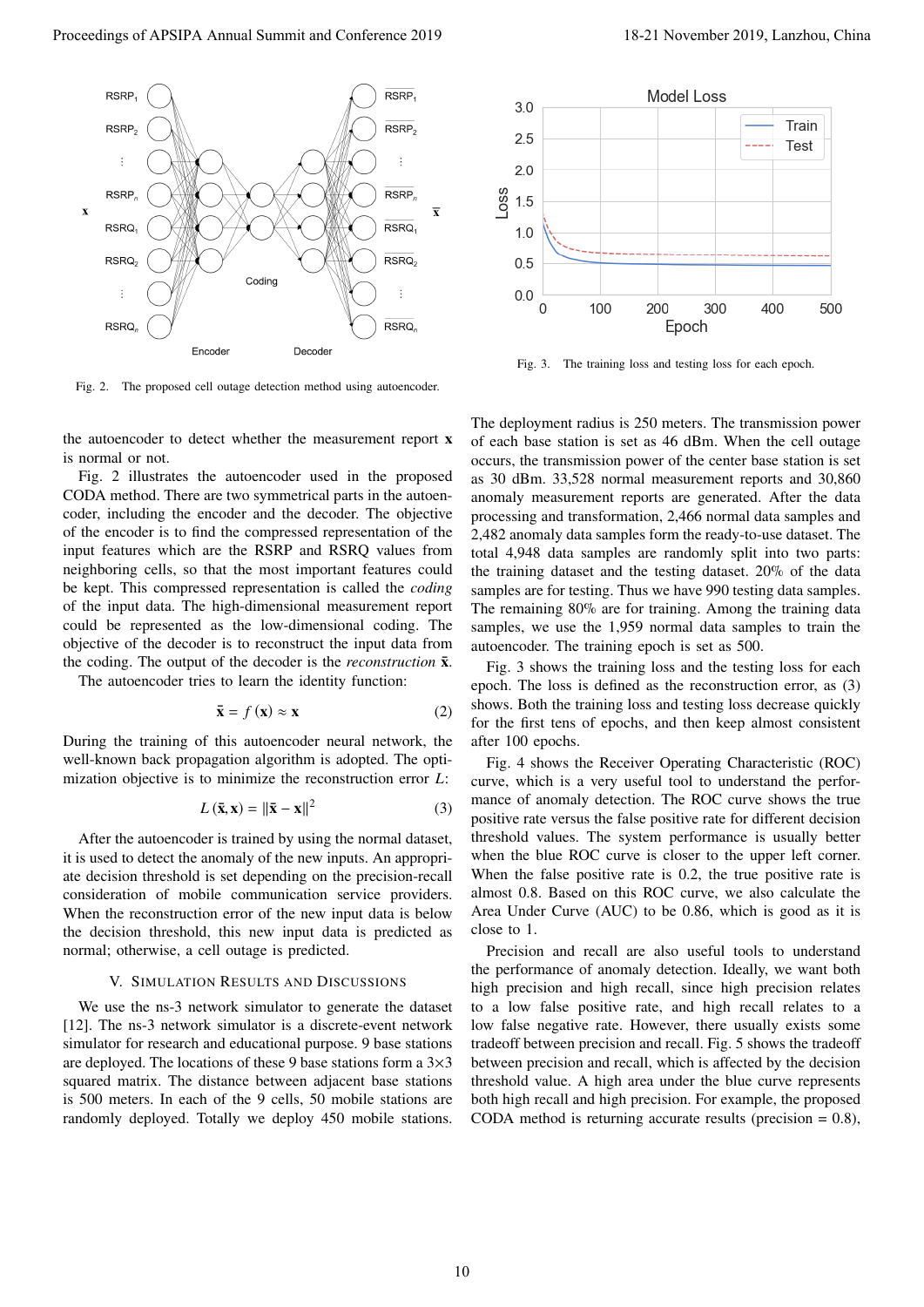Fig. 2. The proposed cell outage detection method using autoencoder.

Fig. 3. The training loss and testing loss for each epoch.

the autoencoder to detect whether the measurement report $\mathbf{x}$ is normal or not.

Fig. 2 illustrates the autoencoder used in the proposed CODA method. There are two symmetrical parts in the autoencoder, including the encoder and the decoder. The objective of the encoder is to find the compressed representation of the input features which are the RSRP and RSRQ values from neighboring cells, so that the most important features could be kept. This compressed representation is called the *coding* of the input data. The high-dimensional measurement report could be represented as the low-dimensional coding. The objective of the decoder is to reconstruct the input data from the coding. The output of the decoder is the *reconstruction* $\bar{\mathbf{x}}$.

The autoencoder tries to learn the identity function:

$$\bar{\mathbf{x}} = f(\mathbf{x}) \approx \mathbf{x} \tag{2}$$

During the training of this autoencoder neural network, the well-known back propagation algorithm is adopted. The optimization objective is to minimize the reconstruction error $L$:

$$L(\bar{\mathbf{x}}, \mathbf{x}) = \|\bar{\mathbf{x}} - \mathbf{x}\|^2 \tag{3}$$

After the autoencoder is trained by using the normal dataset, it is used to detect the anomaly of the new inputs. An appropriate decision threshold is set depending on the precision-recall consideration of mobile communication service providers. When the reconstruction error of the new input data is below the decision threshold, this new input data is predicted as normal; otherwise, a cell outage is predicted.

## V. Simulation Results and Discussions

We use the ns-3 network simulator to generate the dataset [12]. The ns-3 network simulator is a discrete-event network simulator for research and educational purpose. 9 base stations are deployed. The locations of these 9 base stations form a 3×3 squared matrix. The distance between adjacent base stations is 500 meters. In each of the 9 cells, 50 mobile stations are randomly deployed. Totally we deploy 450 mobile stations. The deployment radius is 250 meters. The transmission power of each base station is set as 46 dBm. When the cell outage occurs, the transmission power of the center base station is set as 30 dBm. 33,528 normal measurement reports and 30,860 anomaly measurement reports are generated. After the data processing and transformation, 2,466 normal data samples and 2,482 anomaly data samples form the ready-to-use dataset. The total 4,948 data samples are randomly split into two parts: the training dataset and the testing dataset. 20% of the data samples are for testing. Thus we have 990 testing data samples. The remaining 80% are for training. Among the training data samples, we use the 1,959 normal data samples to train the autoencoder. The training epoch is set as 500.

Fig. 3 shows the training loss and the testing loss for each epoch. The loss is defined as the reconstruction error, as (3) shows. Both the training loss and testing loss decrease quickly for the first tens of epochs, and then keep almost consistent after 100 epochs.

Fig. 4 shows the Receiver Operating Characteristic (ROC) curve, which is a very useful tool to understand the performance of anomaly detection. The ROC curve shows the true positive rate versus the false positive rate for different decision threshold values. The system performance is usually better when the blue ROC curve is closer to the upper left corner. When the false positive rate is 0.2, the true positive rate is almost 0.8. Based on this ROC curve, we also calculate the Area Under Curve (AUC) to be 0.86, which is good as it is close to 1.

Precision and recall are also useful tools to understand the performance of anomaly detection. Ideally, we want both high precision and high recall, since high precision relates to a low false positive rate, and high recall relates to a low false negative rate. However, there usually exists some tradeoff between precision and recall. Fig. 5 shows the tradeoff between precision and recall, which is affected by the decision threshold value. A high area under the blue curve represents both high recall and high precision. For example, the proposed CODA method is returning accurate results (precision = 0.8),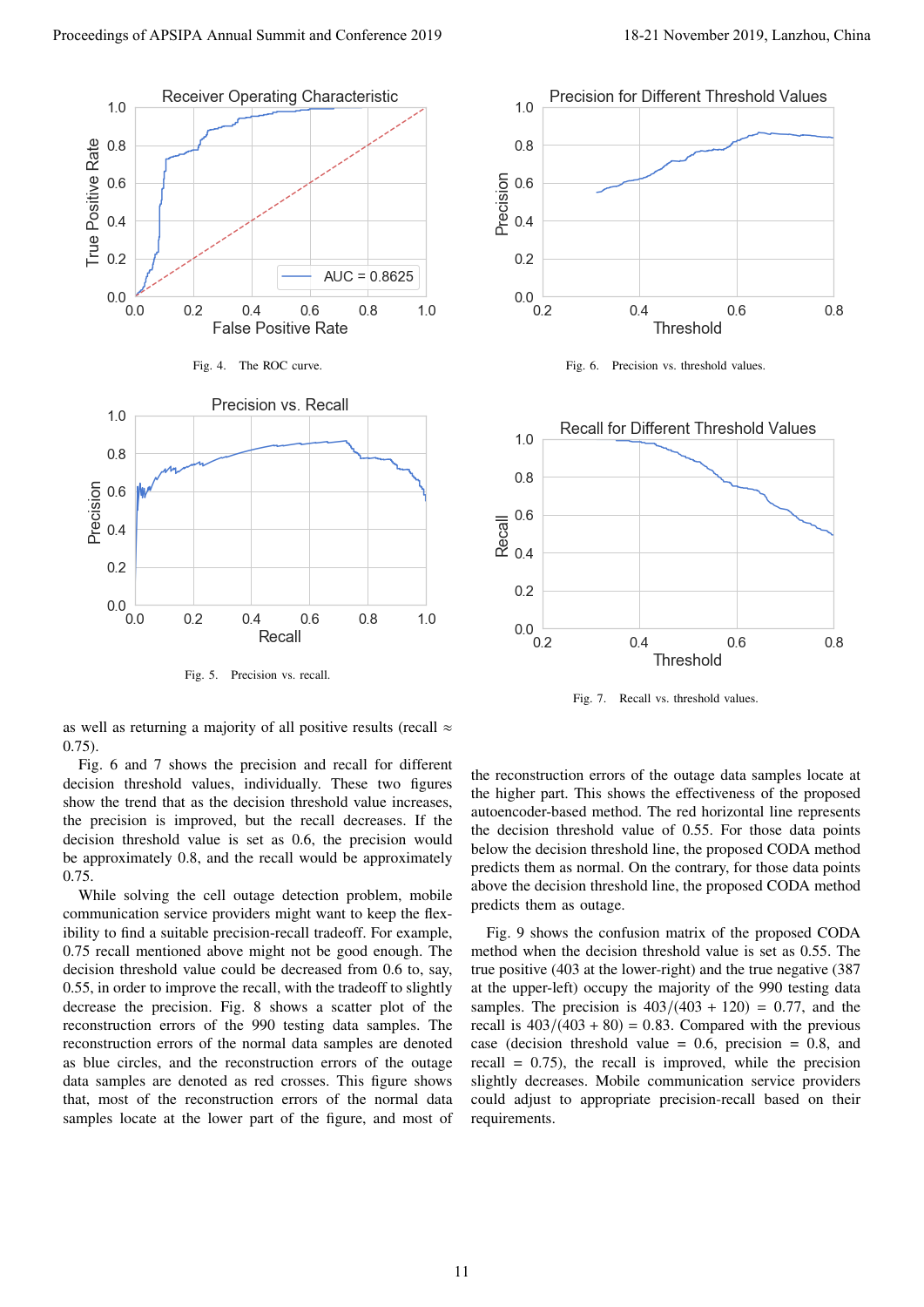Fig. 4. The ROC curve.

Fig. 5. Precision vs. recall.

Fig. 6. Precision vs. threshold values.

Fig. 7. Recall vs. threshold values.

as well as returning a majority of all positive results (recall $\approx$ 0.75).

Fig. 6 and 7 shows the precision and recall for different decision threshold values, individually. These two figures show the trend that as the decision threshold value increases, the precision is improved, but the recall decreases. If the decision threshold value is set as 0.6, the precision would be approximately 0.8, and the recall would be approximately 0.75.

While solving the cell outage detection problem, mobile communication service providers might want to keep the flexibility to find a suitable precision-recall tradeoff. For example, 0.75 recall mentioned above might not be good enough. The decision threshold value could be decreased from 0.6 to, say, 0.55, in order to improve the recall, with the tradeoff to slightly decrease the precision. Fig. 8 shows a scatter plot of the reconstruction errors of the 990 testing data samples. The reconstruction errors of the normal data samples are denoted as blue circles, and the reconstruction errors of the outage data samples are denoted as red crosses. This figure shows that, most of the reconstruction errors of the normal data samples locate at the lower part of the figure, and most of the reconstruction errors of the outage data samples locate at the higher part. This shows the effectiveness of the proposed autoencoder-based method. The red horizontal line represents the decision threshold value of 0.55. For those data points below the decision threshold line, the proposed CODA method predicts them as normal. On the contrary, for those data points above the decision threshold line, the proposed CODA method predicts them as outage.

Fig. 9 shows the confusion matrix of the proposed CODA method when the decision threshold value is set as 0.55. The true positive (403 at the lower-right) and the true negative (387 at the upper-left) occupy the majority of the 990 testing data samples. The precision is $403/(403 + 120) = 0.77$, and the recall is $403/(403 + 80) = 0.83$. Compared with the previous case (decision threshold value = 0.6, precision = 0.8, and recall = 0.75), the recall is improved, while the precision slightly decreases. Mobile communication service providers could adjust to appropriate precision-recall based on their requirements.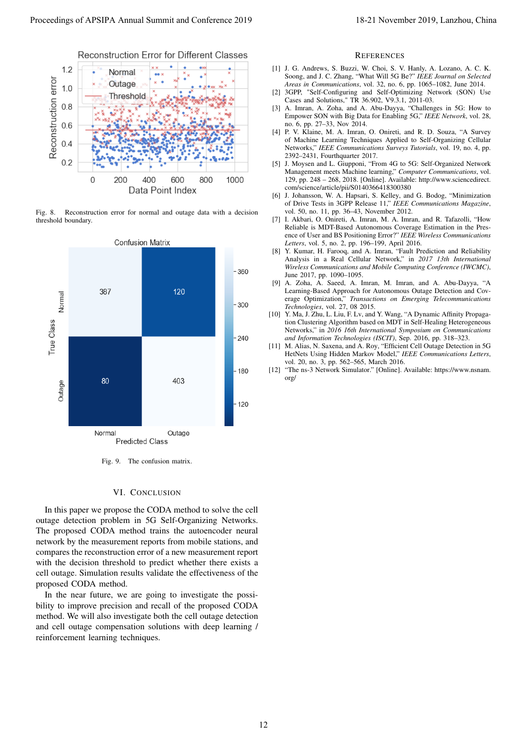Reconstruction Error for Different Classes

Reconstruction error

1.2
1.0
0.8
0.6
0.4
0.2

0 200 400 600 800 1000

Data Point Index

Normal
Outage
Threshold

Fig. 8. Reconstruction error for normal and outage data with a decision threshold boundary.

Confusion Matrix

True Class

Normal
Outage

387
120
80
403

Normal Outage

Predicted Class

360
300
240
180
120

Fig. 9. The confusion matrix.

## VI. Conclusion

In this paper we propose the CODA method to solve the cell outage detection problem in 5G Self-Organizing Networks. The proposed CODA method trains the autoencoder neural network by the measurement reports from mobile stations, and compares the reconstruction error of a new measurement report with the decision threshold to predict whether there exists a cell outage. Simulation results validate the effectiveness of the proposed CODA method.

In the near future, we are going to investigate the possibility to improve precision and recall of the proposed CODA method. We will also investigate both the cell outage detection and cell outage compensation solutions with deep learning / reinforcement learning techniques.

## References

[1] J. G. Andrews, S. Buzzi, W. Choi, S. V. Hanly, A. Lozano, A. C. K. Soong, and J. C. Zhang, "What Will 5G Be?" *IEEE Journal on Selected Areas in Communications*, vol. 32, no. 6, pp. 1065–1082, June 2014.

[2] 3GPP, "Self-Configuring and Self-Optimizing Network (SON) Use Cases and Solutions," TR 36.902, V9.3.1, 2011-03.

[3] A. Imran, A. Zoha, and A. Abu-Dayya, "Challenges in 5G: How to Empower SON with Big Data for Enabling 5G," *IEEE Network*, vol. 28, no. 6, pp. 27–33, Nov 2014.

[4] P. V. Klaine, M. A. Imran, O. Onireti, and R. D. Souza, "A Survey of Machine Learning Techniques Applied to Self-Organizing Cellular Networks," *IEEE Communications Surveys Tutorials*, vol. 19, no. 4, pp. 2392–2431, Fourthquarter 2017.

[5] J. Moysen and L. Giupponi, "From 4G to 5G: Self-Organized Network Management meets Machine learning," *Computer Communications*, vol. 129, pp. 248 – 268, 2018. [Online]. Available: http://www.sciencedirect.com/science/article/pii/S0140366418300380

[6] J. Johansson, W. A. Hapsari, S. Kelley, and G. Bodog, "Minimization of Drive Tests in 3GPP Release 11," *IEEE Communications Magazine*, vol. 50, no. 11, pp. 36–43, November 2012.

[7] I. Akbari, O. Onireti, A. Imran, M. A. Imran, and R. Tafazolli, "How Reliable is MDT-Based Autonomous Coverage Estimation in the Presence of User and BS Positioning Error?" *IEEE Wireless Communications Letters*, vol. 5, no. 2, pp. 196–199, April 2016.

[8] Y. Kumar, H. Farooq, and A. Imran, "Fault Prediction and Reliability Analysis in a Real Cellular Network," in *2017 13th International Wireless Communications and Mobile Computing Conference (IWCMC)*, June 2017, pp. 1090–1095.

[9] A. Zoha, A. Saeed, A. Imran, M. Imran, and A. Abu-Dayya, "A Learning-Based Approach for Autonomous Outage Detection and Coverage Optimization," *Transactions on Emerging Telecommunications Technologies*, vol. 27, 08 2015.

[10] Y. Ma, J. Zhu, L. Liu, F. Lv, and Y. Wang, "A Dynamic Affinity Propagation Clustering Algorithm based on MDT in Self-Healing Heterogeneous Networks," in *2016 16th International Symposium on Communications and Information Technologies (ISCIT)*, Sep. 2016, pp. 318–323.

[11] M. Alias, N. Saxena, and A. Roy, "Efficient Cell Outage Detection in 5G HetNets Using Hidden Markov Model," *IEEE Communications Letters*, vol. 20, no. 3, pp. 562–565, March 2016.

[12] "The ns-3 Network Simulator." [Online]. Available: https://www.nsnam.org/